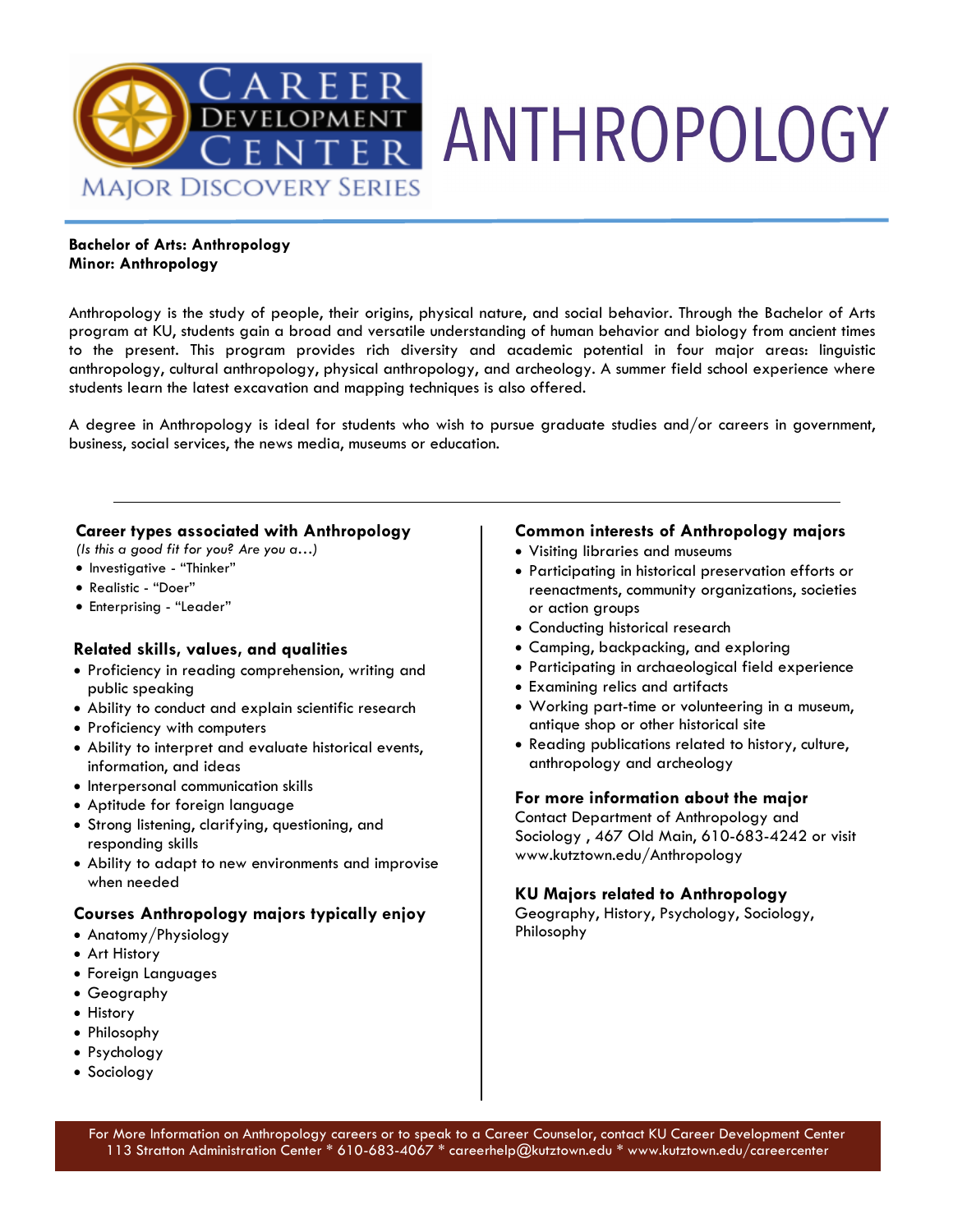# ANTHROPOLOGY

Career Development Center — Major Discovery Series

**Bachelor of Arts: Anthropology**
**Minor: Anthropology**

Anthropology is the study of people, their origins, physical nature, and social behavior. Through the Bachelor of Arts program at KU, students gain a broad and versatile understanding of human behavior and biology from ancient times to the present. This program provides rich diversity and academic potential in four major areas: linguistic anthropology, cultural anthropology, physical anthropology, and archeology. A summer field school experience where students learn the latest excavation and mapping techniques is also offered.

A degree in Anthropology is ideal for students who wish to pursue graduate studies and/or careers in government, business, social services, the news media, museums or education.

---

### Career types associated with Anthropology

*(Is this a good fit for you? Are you a…)*

- Investigative - "Thinker"
- Realistic - "Doer"
- Enterprising - "Leader"

### Related skills, values, and qualities

- Proficiency in reading comprehension, writing and public speaking
- Ability to conduct and explain scientific research
- Proficiency with computers
- Ability to interpret and evaluate historical events, information, and ideas
- Interpersonal communication skills
- Aptitude for foreign language
- Strong listening, clarifying, questioning, and responding skills
- Ability to adapt to new environments and improvise when needed

### Courses Anthropology majors typically enjoy

- Anatomy/Physiology
- Art History
- Foreign Languages
- Geography
- History
- Philosophy
- Psychology
- Sociology

### Common interests of Anthropology majors

- Visiting libraries and museums
- Participating in historical preservation efforts or reenactments, community organizations, societies or action groups
- Conducting historical research
- Camping, backpacking, and exploring
- Participating in archaeological field experience
- Examining relics and artifacts
- Working part-time or volunteering in a museum, antique shop or other historical site
- Reading publications related to history, culture, anthropology and archeology

### For more information about the major

Contact Department of Anthropology and Sociology , 467 Old Main, 610-683-4242 or visit www.kutztown.edu/Anthropology

### KU Majors related to Anthropology

Geography, History, Psychology, Sociology, Philosophy

For More Information on Anthropology careers or to speak to a Career Counselor, contact KU Career Development Center
113 Stratton Administration Center * 610-683-4067 * careerhelp@kutztown.edu * www.kutztown.edu/careercenter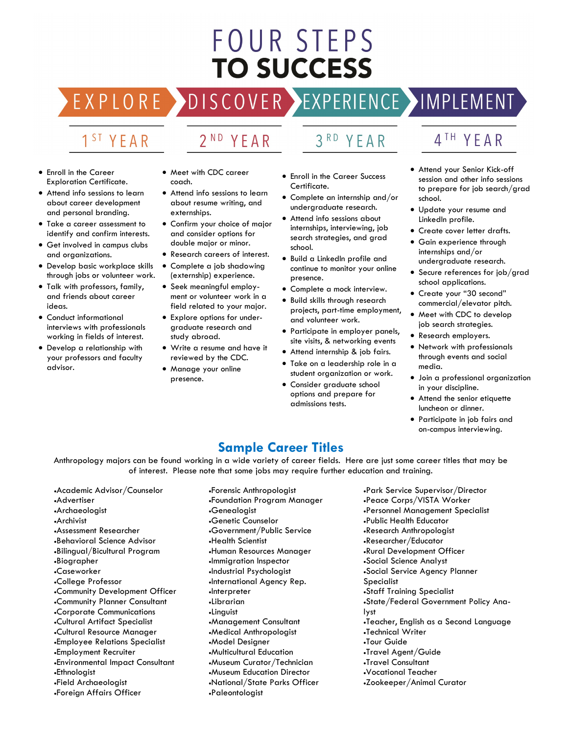# FOUR STEPS TO SUCCESS

EXPLORE → DISCOVER → EXPERIENCE → IMPLEMENT

## 1ST YEAR — EXPLORE

- Enroll in the Career Exploration Certificate.
- Attend info sessions to learn about career development and personal branding.
- Take a career assessment to identify and confirm interests.
- Get involved in campus clubs and organizations.
- Develop basic workplace skills through jobs or volunteer work.
- Talk with professors, family, and friends about career ideas.
- Conduct informational interviews with professionals working in fields of interest.
- Develop a relationship with your professors and faculty advisor.

## 2ND YEAR — DISCOVER

- Meet with CDC career coach.
- Attend info sessions to learn about resume writing, and externships.
- Confirm your choice of major and consider options for double major or minor.
- Research careers of interest.
- Complete a job shadowing (externship) experience.
- Seek meaningful employment or volunteer work in a field related to your major.
- Explore options for undergraduate research and study abroad.
- Write a resume and have it reviewed by the CDC.
- Manage your online presence.

## 3RD YEAR — EXPERIENCE

- Enroll in the Career Success Certificate.
- Complete an internship and/or undergraduate research.
- Attend info sessions about internships, interviewing, job search strategies, and grad school.
- Build a LinkedIn profile and continue to monitor your online presence.
- Complete a mock interview.
- Build skills through research projects, part-time employment, and volunteer work.
- Participate in employer panels, site visits, & networking events
- Attend internship & job fairs.
- Take on a leadership role in a student organization or work.
- Consider graduate school options and prepare for admissions tests.

## 4TH YEAR — IMPLEMENT

- Attend your Senior Kick-off session and other info sessions to prepare for job search/grad school.
- Update your resume and LinkedIn profile.
- Create cover letter drafts.
- Gain experience through internships and/or undergraduate research.
- Secure references for job/grad school applications.
- Create your "30 second" commercial/elevator pitch.
- Meet with CDC to develop job search strategies.
- Research employers.
- Network with professionals through events and social media.
- Join a professional organization in your discipline.
- Attend the senior etiquette luncheon or dinner.
- Participate in job fairs and on-campus interviewing.

## Sample Career Titles

Anthropology majors can be found working in a wide variety of career fields. Here are just some career titles that may be of interest. Please note that some jobs may require further education and training.

- Academic Advisor/Counselor
- Advertiser
- Archaeologist
- Archivist
- Assessment Researcher
- Behavioral Science Advisor
- Bilingual/Bicultural Program
- Biographer
- Caseworker
- College Professor
- Community Development Officer
- Community Planner Consultant
- Corporate Communications
- Cultural Artifact Specialist
- Cultural Resource Manager
- Employee Relations Specialist
- Employment Recruiter
- Environmental Impact Consultant
- Ethnologist
- Field Archaeologist
- Foreign Affairs Officer
- Forensic Anthropologist
- Foundation Program Manager
- Genealogist
- Genetic Counselor
- Government/Public Service
- Health Scientist
- Human Resources Manager
- Immigration Inspector
- Industrial Psychologist
- International Agency Rep.
- Interpreter
- Librarian
- Linguist
- Management Consultant
- Medical Anthropologist
- Model Designer
- Multicultural Education
- Museum Curator/Technician
- Museum Education Director
- National/State Parks Officer
- Paleontologist
- Park Service Supervisor/Director
- Peace Corps/VISTA Worker
- Personnel Management Specialist
- Public Health Educator
- Research Anthropologist
- Researcher/Educator
- Rural Development Officer
- Social Science Analyst
- Social Service Agency Planner Specialist
- Staff Training Specialist
- State/Federal Government Policy Analyst
- Teacher, English as a Second Language
- Technical Writer
- Tour Guide
- Travel Agent/Guide
- Travel Consultant
- Vocational Teacher
- Zookeeper/Animal Curator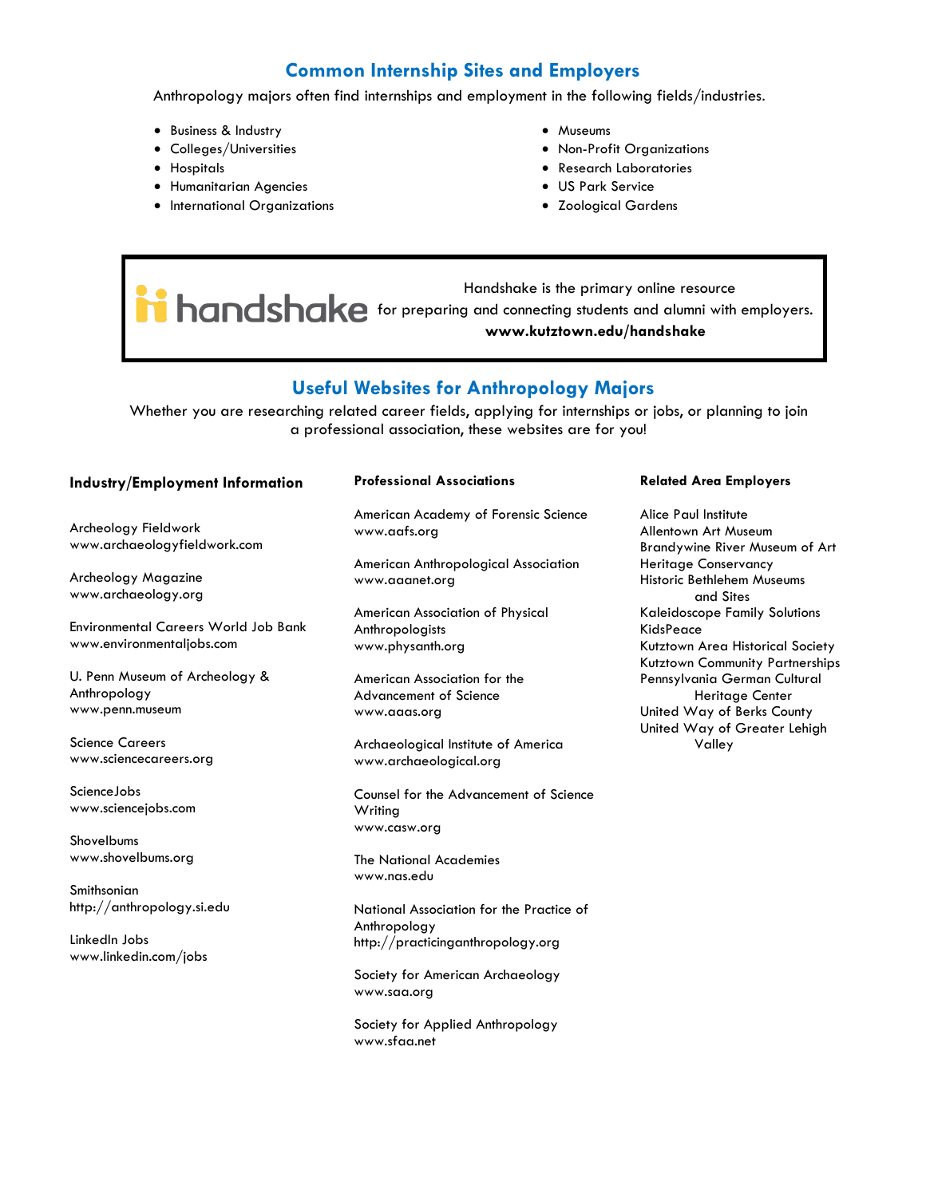## Common Internship Sites and Employers

Anthropology majors often find internships and employment in the following fields/industries.

- Business & Industry
- Colleges/Universities
- Hospitals
- Humanitarian Agencies
- International Organizations
- Museums
- Non-Profit Organizations
- Research Laboratories
- US Park Service
- Zoological Gardens

handshake

Handshake is the primary online resource for preparing and connecting students and alumni with employers.

**www.kutztown.edu/handshake**

## Useful Websites for Anthropology Majors

Whether you are researching related career fields, applying for internships or jobs, or planning to join a professional association, these websites are for you!

### Industry/Employment Information

Archeology Fieldwork
www.archaeologyfieldwork.com

Archeology Magazine
www.archaeology.org

Environmental Careers World Job Bank
www.environmentaljobs.com

U. Penn Museum of Archeology & Anthropology
www.penn.museum

Science Careers
www.sciencecareers.org

ScienceJobs
www.sciencejobs.com

Shovelbums
www.shovelbums.org

Smithsonian
http://anthropology.si.edu

LinkedIn Jobs
www.linkedin.com/jobs

### Professional Associations

American Academy of Forensic Science
www.aafs.org

American Anthropological Association
www.aaanet.org

American Association of Physical Anthropologists
www.physanth.org

American Association for the Advancement of Science
www.aaas.org

Archaeological Institute of America
www.archaeological.org

Counsel for the Advancement of Science Writing
www.casw.org

The National Academies
www.nas.edu

National Association for the Practice of Anthropology
http://practicinganthropology.org

Society for American Archaeology
www.saa.org

Society for Applied Anthropology
www.sfaa.net

### Related Area Employers

Alice Paul Institute
Allentown Art Museum
Brandywine River Museum of Art
Heritage Conservancy
Historic Bethlehem Museums and Sites
Kaleidoscope Family Solutions
KidsPeace
Kutztown Area Historical Society
Kutztown Community Partnerships
Pennsylvania German Cultural Heritage Center
United Way of Berks County
United Way of Greater Lehigh Valley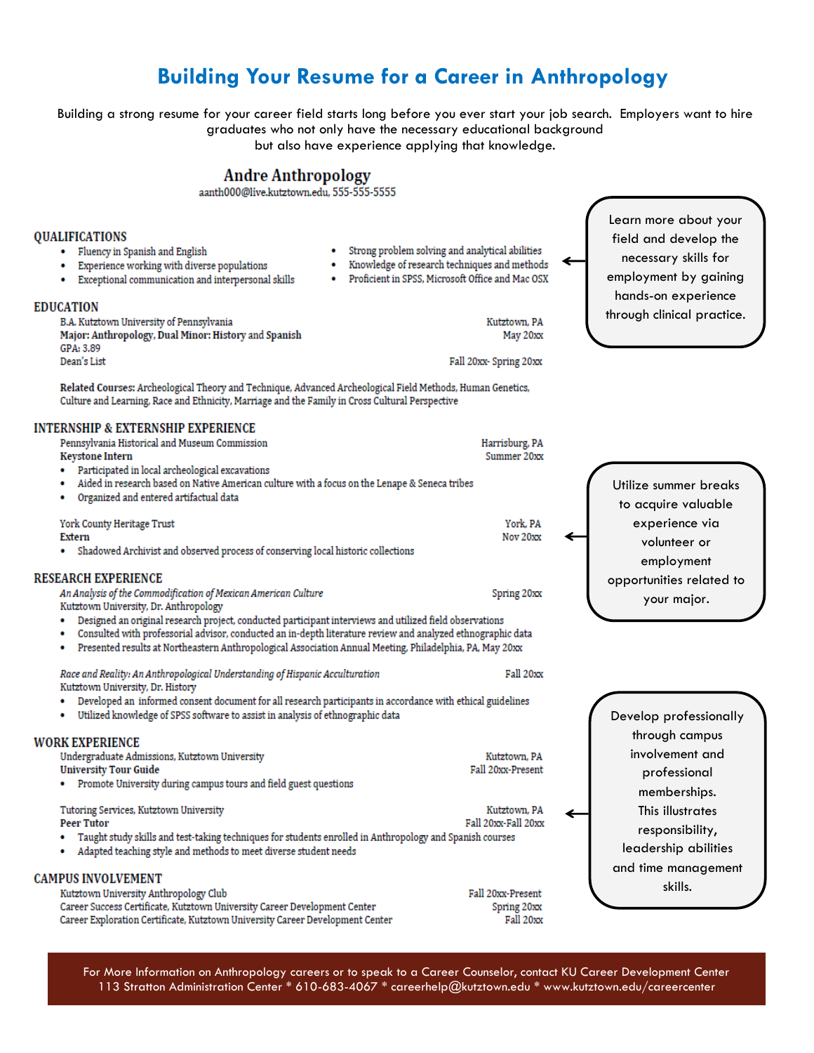# Building Your Resume for a Career in Anthropology

Building a strong resume for your career field starts long before you ever start your job search. Employers want to hire graduates who not only have the necessary educational background but also have experience applying that knowledge.

## Andre Anthropology

aanth000@live.kutztown.edu, 555-555-5555

### QUALIFICATIONS

- Fluency in Spanish and English
- Experience working with diverse populations
- Exceptional communication and interpersonal skills
- Strong problem solving and analytical abilities
- Knowledge of research techniques and methods
- Proficient in SPSS, Microsoft Office and Mac OSX

Learn more about your field and develop the necessary skills for employment by gaining hands-on experience through clinical practice.

### EDUCATION

B.A. Kutztown University of Pennsylvania — Kutztown, PA
**Major: Anthropology, Dual Minor: History and Spanish** — May 20xx
GPA: 3.89
Dean's List — Fall 20xx- Spring 20xx

**Related Courses:** Archeological Theory and Technique, Advanced Archeological Field Methods, Human Genetics, Culture and Learning, Race and Ethnicity, Marriage and the Family in Cross Cultural Perspective

### INTERNSHIP & EXTERNSHIP EXPERIENCE

Pennsylvania Historical and Museum Commission — Harrisburg, PA
**Keystone Intern** — Summer 20xx

- Participated in local archeological excavations
- Aided in research based on Native American culture with a focus on the Lenape & Seneca tribes
- Organized and entered artifactual data

York County Heritage Trust — York, PA
**Extern** — Nov 20xx

- Shadowed Archivist and observed process of conserving local historic collections

Utilize summer breaks to acquire valuable experience via volunteer or employment opportunities related to your major.

### RESEARCH EXPERIENCE

*An Analysis of the Commodification of Mexican American Culture* — Spring 20xx
Kutztown University, Dr. Anthropology

- Designed an original research project, conducted participant interviews and utilized field observations
- Consulted with professorial advisor, conducted an in-depth literature review and analyzed ethnographic data
- Presented results at Northeastern Anthropological Association Annual Meeting, Philadelphia, PA, May 20xx

*Race and Reality: An Anthropological Understanding of Hispanic Acculturation* — Fall 20xx
Kutztown University, Dr. History

- Developed an informed consent document for all research participants in accordance with ethical guidelines
- Utilized knowledge of SPSS software to assist in analysis of ethnographic data

### WORK EXPERIENCE

Undergraduate Admissions, Kutztown University — Kutztown, PA
**University Tour Guide** — Fall 20xx-Present

- Promote University during campus tours and field guest questions

Tutoring Services, Kutztown University — Kutztown, PA
**Peer Tutor** — Fall 20xx-Fall 20xx

- Taught study skills and test-taking techniques for students enrolled in Anthropology and Spanish courses
- Adapted teaching style and methods to meet diverse student needs

Develop professionally through campus involvement and professional memberships. This illustrates responsibility, leadership abilities and time management skills.

### CAMPUS INVOLVEMENT

Kutztown University Anthropology Club — Fall 20xx-Present
Career Success Certificate, Kutztown University Career Development Center — Spring 20xx
Career Exploration Certificate, Kutztown University Career Development Center — Fall 20xx

For More Information on Anthropology careers or to speak to a Career Counselor, contact KU Career Development Center
113 Stratton Administration Center * 610-683-4067 * careerhelp@kutztown.edu * www.kutztown.edu/careercenter